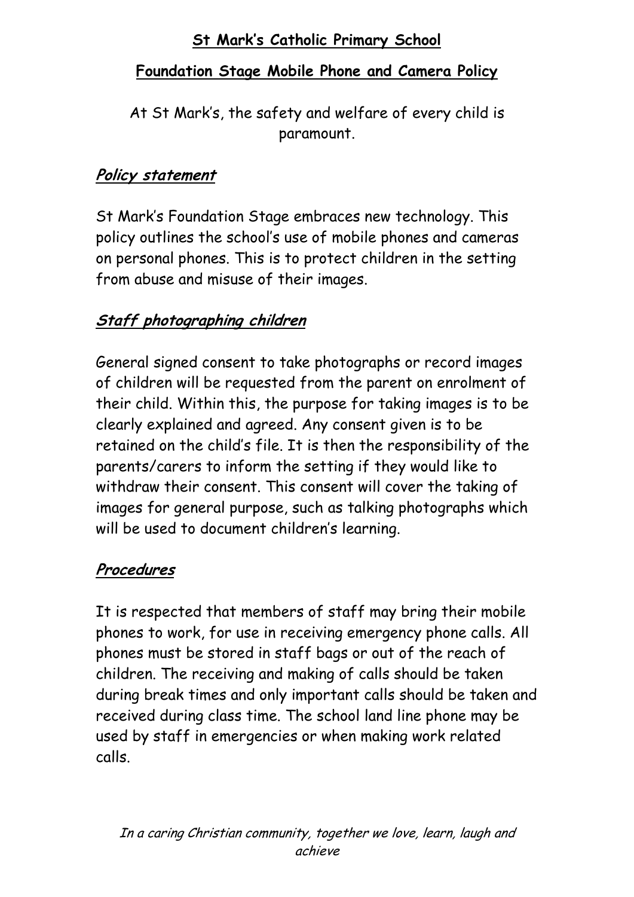# St Mark's Catholic Primary School

## Foundation Stage Mobile Phone and Camera Policy

At St Mark's, the safety and welfare of every child is paramount.

### Policy statement

St Mark's Foundation Stage embraces new technology. This policy outlines the school's use of mobile phones and cameras on personal phones. This is to protect children in the setting from abuse and misuse of their images.

### Staff photographing children

General signed consent to take photographs or record images of children will be requested from the parent on enrolment of their child. Within this, the purpose for taking images is to be clearly explained and agreed. Any consent given is to be retained on the child's file. It is then the responsibility of the parents/carers to inform the setting if they would like to withdraw their consent. This consent will cover the taking of images for general purpose, such as talking photographs which will be used to document children's learning.

### Procedures

It is respected that members of staff may bring their mobile phones to work, for use in receiving emergency phone calls. All phones must be stored in staff bags or out of the reach of children. The receiving and making of calls should be taken during break times and only important calls should be taken and received during class time. The school land line phone may be used by staff in emergencies or when making work related calls.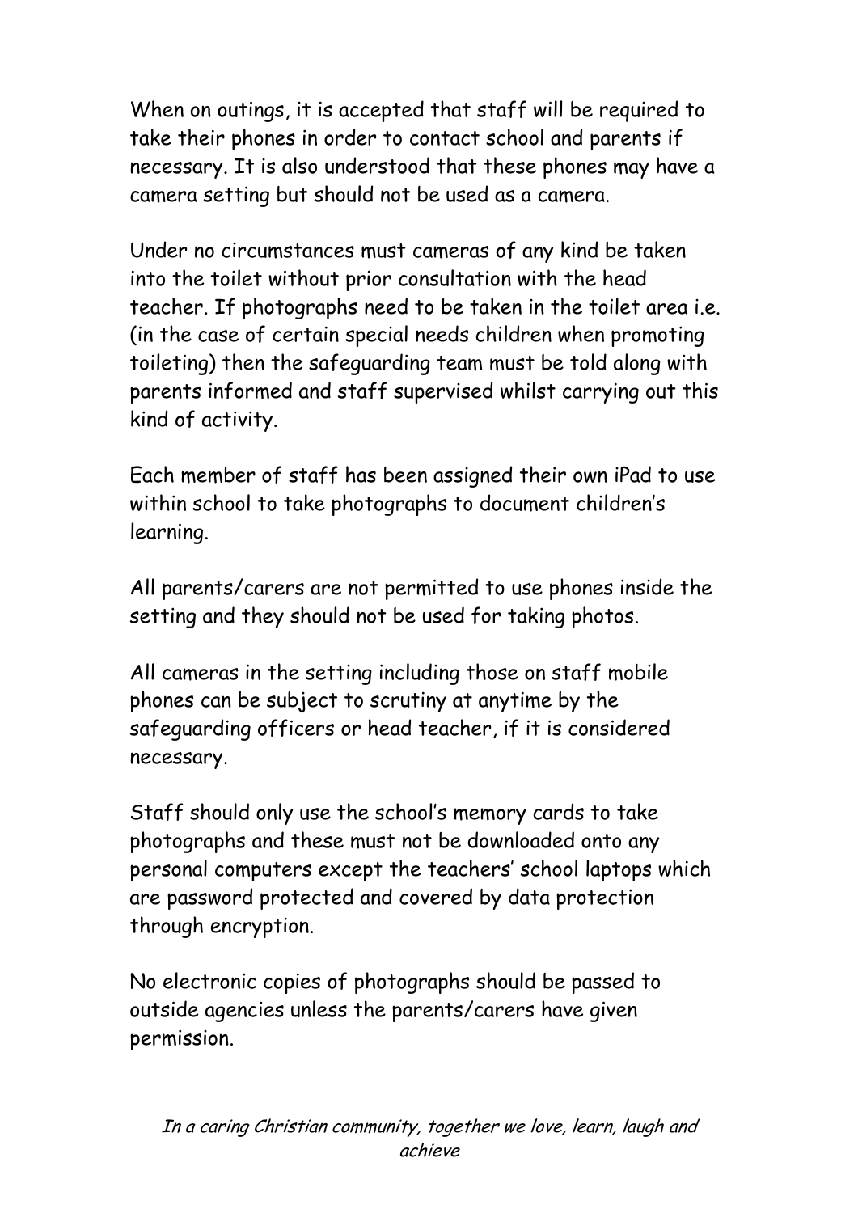When on outings, it is accepted that staff will be required to take their phones in order to contact school and parents if necessary. It is also understood that these phones may have a camera setting but should not be used as a camera.

Under no circumstances must cameras of any kind be taken into the toilet without prior consultation with the head teacher. If photographs need to be taken in the toilet area i.e. (in the case of certain special needs children when promoting toileting) then the safeguarding team must be told along with parents informed and staff supervised whilst carrying out this kind of activity.

Each member of staff has been assigned their own iPad to use within school to take photographs to document children's learning.

All parents/carers are not permitted to use phones inside the setting and they should not be used for taking photos.

All cameras in the setting including those on staff mobile phones can be subject to scrutiny at anytime by the safeguarding officers or head teacher, if it is considered necessary.

Staff should only use the school's memory cards to take photographs and these must not be downloaded onto any personal computers except the teachers' school laptops which are password protected and covered by data protection through encryption.

No electronic copies of photographs should be passed to outside agencies unless the parents/carers have given permission.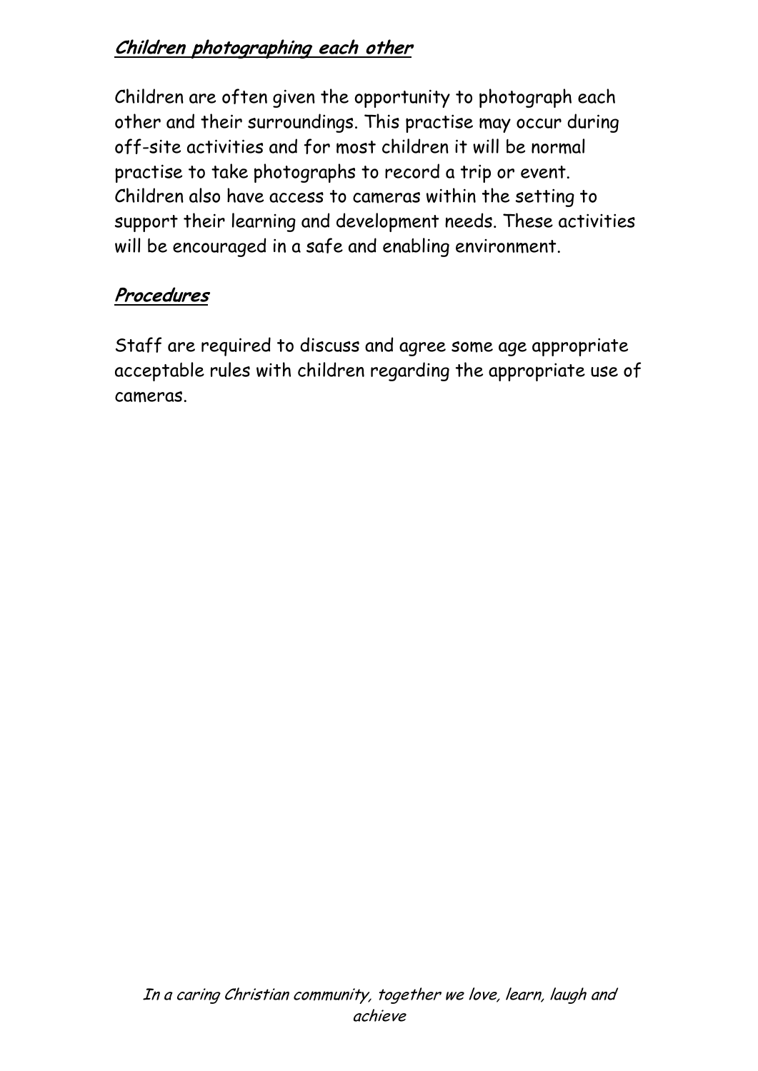***Children photographing each other***

Children are often given the opportunity to photograph each other and their surroundings. This practise may occur during off-site activities and for most children it will be normal practise to take photographs to record a trip or event. Children also have access to cameras within the setting to support their learning and development needs. These activities will be encouraged in a safe and enabling environment.

***Procedures***

Staff are required to discuss and agree some age appropriate acceptable rules with children regarding the appropriate use of cameras.